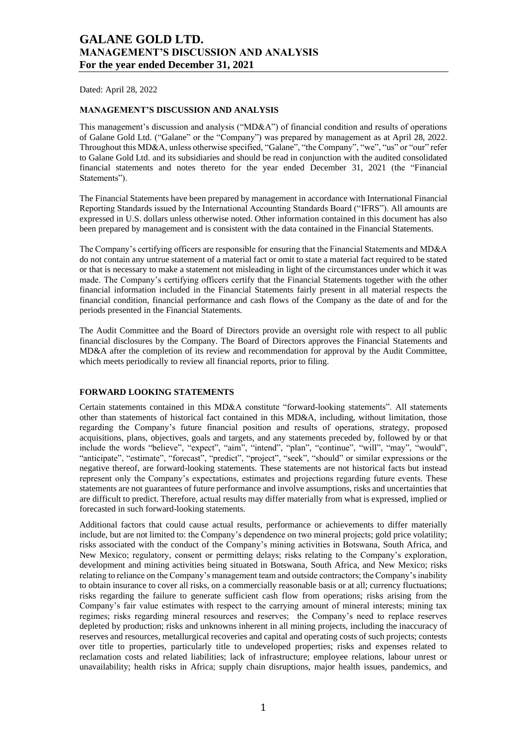Dated: April 28, 2022

## MANAGEMENT'S DISCUSSION AND ANALYSIS

This management's discussion and analysis ("MD&A") of financial condition and results of operations of Galane Gold Ltd. ("Galane" or the "Company") was prepared by management as at April 28, 2022. Throughout this MD&A, unless otherwise specified, "Galane", "the Company", "we", "us" or "our" refer to Galane Gold Ltd. and its subsidiaries and should be read in conjunction with the audited consolidated financial statements and notes thereto for the year ended December 31, 2021 (the "Financial Statements").

The Financial Statements have been prepared by management in accordance with International Financial Reporting Standards issued by the International Accounting Standards Board ("IFRS"). All amounts are expressed in U.S. dollars unless otherwise noted. Other information contained in this document has also been prepared by management and is consistent with the data contained in the Financial Statements.

The Company's certifying officers are responsible for ensuring that the Financial Statements and MD&A do not contain any untrue statement of a material fact or omit to state a material fact required to be stated or that is necessary to make a statement not misleading in light of the circumstances under which it was made. The Company's certifying officers certify that the Financial Statements together with the other financial information included in the Financial Statements fairly present in all material respects the financial condition, financial performance and cash flows of the Company as the date of and for the periods presented in the Financial Statements.

The Audit Committee and the Board of Directors provide an oversight role with respect to all public financial disclosures by the Company. The Board of Directors approves the Financial Statements and MD&A after the completion of its review and recommendation for approval by the Audit Committee, which meets periodically to review all financial reports, prior to filing.

## FORWARD LOOKING STATEMENTS

Certain statements contained in this MD&A constitute "forward-looking statements". All statements other than statements of historical fact contained in this MD&A, including, without limitation, those regarding the Company's future financial position and results of operations, strategy, proposed acquisitions, plans, objectives, goals and targets, and any statements preceded by, followed by or that include the words "believe", "expect", "aim", "intend", "plan", "continue", "will", "may", "would", "anticipate", "estimate", "forecast", "predict", "project", "seek", "should" or similar expressions or the negative thereof, are forward-looking statements. These statements are not historical facts but instead represent only the Company's expectations, estimates and projections regarding future events. These statements are not guarantees of future performance and involve assumptions, risks and uncertainties that are difficult to predict. Therefore, actual results may differ materially from what is expressed, implied or forecasted in such forward-looking statements.

Additional factors that could cause actual results, performance or achievements to differ materially include, but are not limited to: the Company's dependence on two mineral projects; gold price volatility; risks associated with the conduct of the Company's mining activities in Botswana, South Africa, and New Mexico; regulatory, consent or permitting delays; risks relating to the Company's exploration, development and mining activities being situated in Botswana, South Africa, and New Mexico; risks relating to reliance on the Company's management team and outside contractors; the Company's inability to obtain insurance to cover all risks, on a commercially reasonable basis or at all; currency fluctuations; risks regarding the failure to generate sufficient cash flow from operations; risks arising from the Company's fair value estimates with respect to the carrying amount of mineral interests; mining tax regimes; risks regarding mineral resources and reserves; the Company's need to replace reserves depleted by production; risks and unknowns inherent in all mining projects, including the inaccuracy of reserves and resources, metallurgical recoveries and capital and operating costs of such projects; contests over title to properties, particularly title to undeveloped properties; risks and expenses related to reclamation costs and related liabilities; lack of infrastructure; employee relations, labour unrest or unavailability; health risks in Africa; supply chain disruptions, major health issues, pandemics, and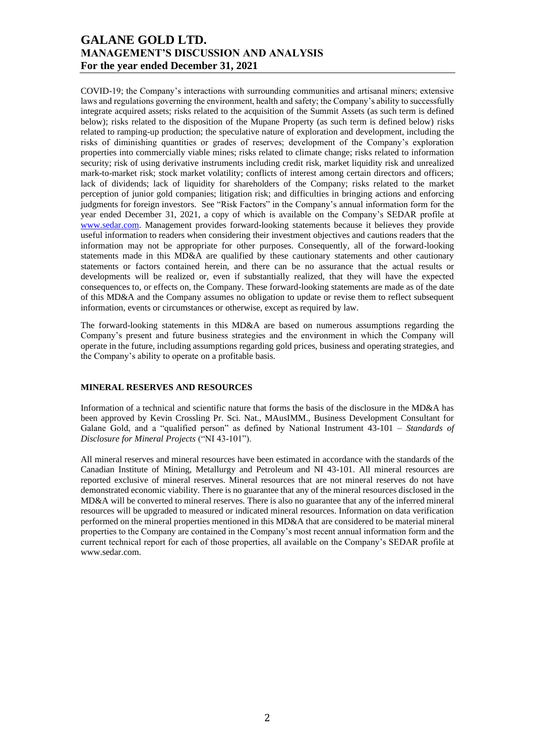COVID-19; the Company's interactions with surrounding communities and artisanal miners; extensive laws and regulations governing the environment, health and safety; the Company's ability to successfully integrate acquired assets; risks related to the acquisition of the Summit Assets (as such term is defined below); risks related to the disposition of the Mupane Property (as such term is defined below) risks related to ramping-up production; the speculative nature of exploration and development, including the risks of diminishing quantities or grades of reserves; development of the Company's exploration properties into commercially viable mines; risks related to climate change; risks related to information security; risk of using derivative instruments including credit risk, market liquidity risk and unrealized mark-to-market risk; stock market volatility; conflicts of interest among certain directors and officers; lack of dividends; lack of liquidity for shareholders of the Company; risks related to the market perception of junior gold companies; litigation risk; and difficulties in bringing actions and enforcing judgments for foreign investors. See "Risk Factors" in the Company's annual information form for the year ended December 31, 2021, a copy of which is available on the Company's SEDAR profile at www.sedar.com. Management provides forward-looking statements because it believes they provide useful information to readers when considering their investment objectives and cautions readers that the information may not be appropriate for other purposes. Consequently, all of the forward-looking statements made in this MD&A are qualified by these cautionary statements and other cautionary statements or factors contained herein, and there can be no assurance that the actual results or developments will be realized or, even if substantially realized, that they will have the expected consequences to, or effects on, the Company. These forward-looking statements are made as of the date of this MD&A and the Company assumes no obligation to update or revise them to reflect subsequent information, events or circumstances or otherwise, except as required by law.

The forward-looking statements in this MD&A are based on numerous assumptions regarding the Company's present and future business strategies and the environment in which the Company will operate in the future, including assumptions regarding gold prices, business and operating strategies, and the Company's ability to operate on a profitable basis.

## MINERAL RESERVES AND RESOURCES

Information of a technical and scientific nature that forms the basis of the disclosure in the MD&A has been approved by Kevin Crossling Pr. Sci. Nat., MAusIMM., Business Development Consultant for Galane Gold, and a "qualified person" as defined by National Instrument 43-101 – *Standards of Disclosure for Mineral Projects* ("NI 43-101").

All mineral reserves and mineral resources have been estimated in accordance with the standards of the Canadian Institute of Mining, Metallurgy and Petroleum and NI 43-101. All mineral resources are reported exclusive of mineral reserves. Mineral resources that are not mineral reserves do not have demonstrated economic viability. There is no guarantee that any of the mineral resources disclosed in the MD&A will be converted to mineral reserves. There is also no guarantee that any of the inferred mineral resources will be upgraded to measured or indicated mineral resources. Information on data verification performed on the mineral properties mentioned in this MD&A that are considered to be material mineral properties to the Company are contained in the Company's most recent annual information form and the current technical report for each of those properties, all available on the Company's SEDAR profile at www.sedar.com.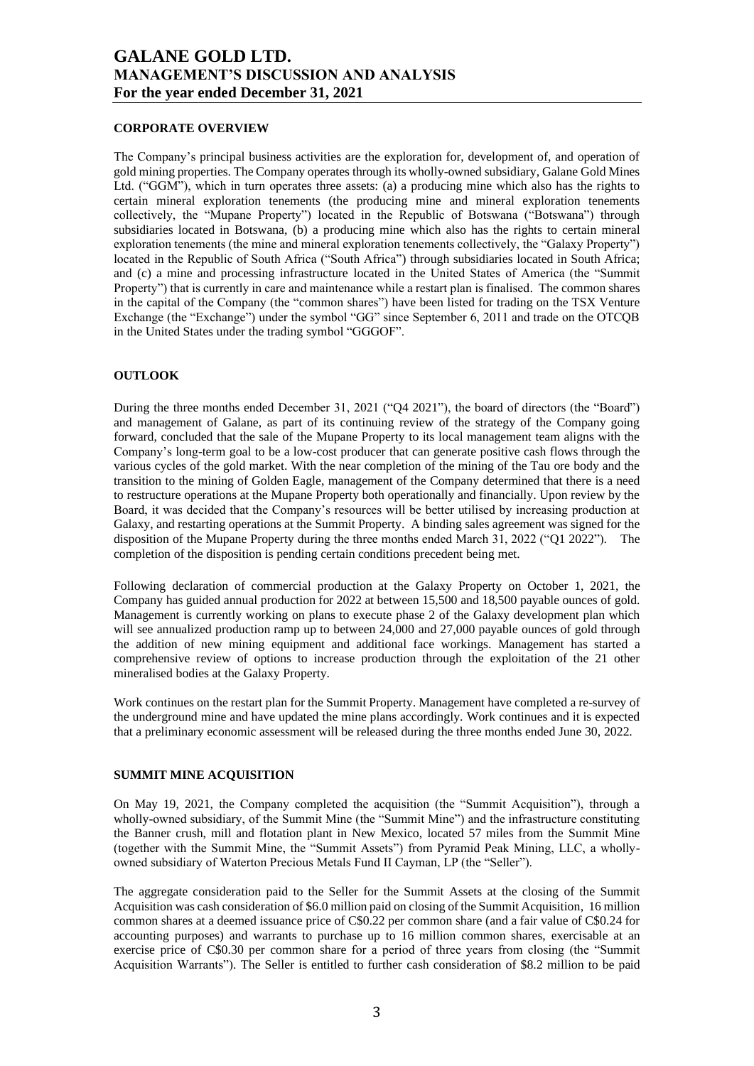## CORPORATE OVERVIEW

The Company's principal business activities are the exploration for, development of, and operation of gold mining properties. The Company operates through its wholly-owned subsidiary, Galane Gold Mines Ltd. ("GGM"), which in turn operates three assets: (a) a producing mine which also has the rights to certain mineral exploration tenements (the producing mine and mineral exploration tenements collectively, the "Mupane Property") located in the Republic of Botswana ("Botswana") through subsidiaries located in Botswana, (b) a producing mine which also has the rights to certain mineral exploration tenements (the mine and mineral exploration tenements collectively, the "Galaxy Property") located in the Republic of South Africa ("South Africa") through subsidiaries located in South Africa; and (c) a mine and processing infrastructure located in the United States of America (the "Summit Property") that is currently in care and maintenance while a restart plan is finalised. The common shares in the capital of the Company (the "common shares") have been listed for trading on the TSX Venture Exchange (the "Exchange") under the symbol "GG" since September 6, 2011 and trade on the OTCQB in the United States under the trading symbol "GGGOF".

## OUTLOOK

During the three months ended December 31, 2021 ("Q4 2021"), the board of directors (the "Board") and management of Galane, as part of its continuing review of the strategy of the Company going forward, concluded that the sale of the Mupane Property to its local management team aligns with the Company's long-term goal to be a low-cost producer that can generate positive cash flows through the various cycles of the gold market. With the near completion of the mining of the Tau ore body and the transition to the mining of Golden Eagle, management of the Company determined that there is a need to restructure operations at the Mupane Property both operationally and financially. Upon review by the Board, it was decided that the Company's resources will be better utilised by increasing production at Galaxy, and restarting operations at the Summit Property. A binding sales agreement was signed for the disposition of the Mupane Property during the three months ended March 31, 2022 ("Q1 2022"). The completion of the disposition is pending certain conditions precedent being met.

Following declaration of commercial production at the Galaxy Property on October 1, 2021, the Company has guided annual production for 2022 at between 15,500 and 18,500 payable ounces of gold. Management is currently working on plans to execute phase 2 of the Galaxy development plan which will see annualized production ramp up to between 24,000 and 27,000 payable ounces of gold through the addition of new mining equipment and additional face workings. Management has started a comprehensive review of options to increase production through the exploitation of the 21 other mineralised bodies at the Galaxy Property.

Work continues on the restart plan for the Summit Property. Management have completed a re-survey of the underground mine and have updated the mine plans accordingly. Work continues and it is expected that a preliminary economic assessment will be released during the three months ended June 30, 2022.

## SUMMIT MINE ACQUISITION

On May 19, 2021, the Company completed the acquisition (the "Summit Acquisition"), through a wholly-owned subsidiary, of the Summit Mine (the "Summit Mine") and the infrastructure constituting the Banner crush, mill and flotation plant in New Mexico, located 57 miles from the Summit Mine (together with the Summit Mine, the "Summit Assets") from Pyramid Peak Mining, LLC, a wholly-owned subsidiary of Waterton Precious Metals Fund II Cayman, LP (the "Seller").

The aggregate consideration paid to the Seller for the Summit Assets at the closing of the Summit Acquisition was cash consideration of $6.0 million paid on closing of the Summit Acquisition, 16 million common shares at a deemed issuance price of C$0.22 per common share (and a fair value of C$0.24 for accounting purposes) and warrants to purchase up to 16 million common shares, exercisable at an exercise price of C$0.30 per common share for a period of three years from closing (the "Summit Acquisition Warrants"). The Seller is entitled to further cash consideration of $8.2 million to be paid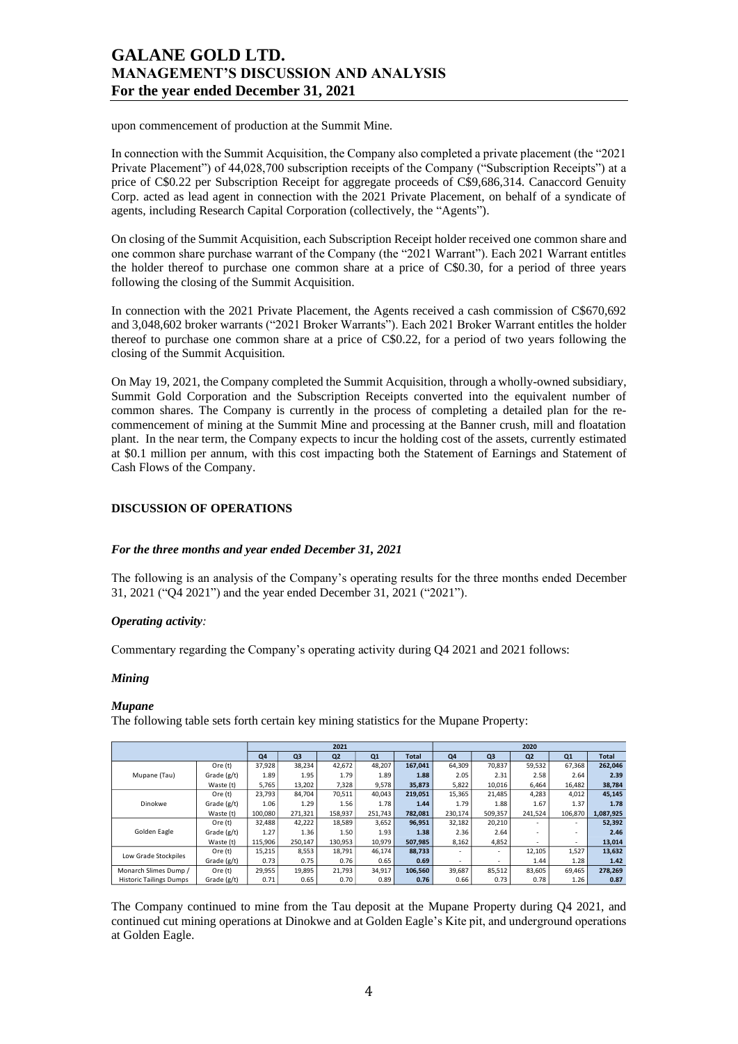upon commencement of production at the Summit Mine.

In connection with the Summit Acquisition, the Company also completed a private placement (the "2021 Private Placement") of 44,028,700 subscription receipts of the Company ("Subscription Receipts") at a price of C$0.22 per Subscription Receipt for aggregate proceeds of C$9,686,314. Canaccord Genuity Corp. acted as lead agent in connection with the 2021 Private Placement, on behalf of a syndicate of agents, including Research Capital Corporation (collectively, the "Agents").

On closing of the Summit Acquisition, each Subscription Receipt holder received one common share and one common share purchase warrant of the Company (the "2021 Warrant"). Each 2021 Warrant entitles the holder thereof to purchase one common share at a price of C$0.30, for a period of three years following the closing of the Summit Acquisition.

In connection with the 2021 Private Placement, the Agents received a cash commission of C$670,692 and 3,048,602 broker warrants ("2021 Broker Warrants"). Each 2021 Broker Warrant entitles the holder thereof to purchase one common share at a price of C$0.22, for a period of two years following the closing of the Summit Acquisition.

On May 19, 2021, the Company completed the Summit Acquisition, through a wholly-owned subsidiary, Summit Gold Corporation and the Subscription Receipts converted into the equivalent number of common shares. The Company is currently in the process of completing a detailed plan for the re-commencement of mining at the Summit Mine and processing at the Banner crush, mill and floatation plant. In the near term, the Company expects to incur the holding cost of the assets, currently estimated at $0.1 million per annum, with this cost impacting both the Statement of Earnings and Statement of Cash Flows of the Company.

## DISCUSSION OF OPERATIONS

### *For the three months and year ended December 31, 2021*

The following is an analysis of the Company's operating results for the three months ended December 31, 2021 ("Q4 2021") and the year ended December 31, 2021 ("2021").

#### *Operating activity:*

Commentary regarding the Company's operating activity during Q4 2021 and 2021 follows:

#### *Mining*

#### *Mupane*

The following table sets forth certain key mining statistics for the Mupane Property:

| | | 2021 | | | | | 2020 | | | | |
|---|---|---|---|---|---|---|---|---|---|---|---|
| | | Q4 | Q3 | Q2 | Q1 | Total | Q4 | Q3 | Q2 | Q1 | Total |
| Mupane (Tau) | Ore (t) | 37,928 | 38,234 | 42,672 | 48,207 | **167,041** | 64,309 | 70,837 | 59,532 | 67,368 | **262,046** |
| | Grade (g/t) | 1.89 | 1.95 | 1.79 | 1.89 | **1.88** | 2.05 | 2.31 | 2.58 | 2.64 | **2.39** |
| | Waste (t) | 5,765 | 13,202 | 7,328 | 9,578 | **35,873** | 5,822 | 10,016 | 6,464 | 16,482 | **38,784** |
| Dinokwe | Ore (t) | 23,793 | 84,704 | 70,511 | 40,043 | **219,051** | 15,365 | 21,485 | 4,283 | 4,012 | **45,145** |
| | Grade (g/t) | 1.06 | 1.29 | 1.56 | 1.78 | **1.44** | 1.79 | 1.88 | 1.67 | 1.37 | **1.78** |
| | Waste (t) | 100,080 | 271,321 | 158,937 | 251,743 | **782,081** | 230,174 | 509,357 | 241,524 | 106,870 | **1,087,925** |
| Golden Eagle | Ore (t) | 32,488 | 42,222 | 18,589 | 3,652 | **96,951** | 32,182 | 20,210 | - | - | **52,392** |
| | Grade (g/t) | 1.27 | 1.36 | 1.50 | 1.93 | **1.38** | 2.36 | 2.64 | - | - | **2.46** |
| | Waste (t) | 115,906 | 250,147 | 130,953 | 10,979 | **507,985** | 8,162 | 4,852 | - | - | **13,014** |
| Low Grade Stockpiles | Ore (t) | 15,215 | 8,553 | 18,791 | 46,174 | **88,733** | - | - | 12,105 | 1,527 | **13,632** |
| | Grade (g/t) | 0.73 | 0.75 | 0.76 | 0.65 | **0.69** | - | - | 1.44 | 1.28 | **1.42** |
| Monarch Slimes Dump / Historic Tailings Dumps | Ore (t) | 29,955 | 19,895 | 21,793 | 34,917 | **106,560** | 39,687 | 85,512 | 83,605 | 69,465 | **278,269** |
| | Grade (g/t) | 0.71 | 0.65 | 0.70 | 0.89 | **0.76** | 0.66 | 0.73 | 0.78 | 1.26 | **0.87** |

The Company continued to mine from the Tau deposit at the Mupane Property during Q4 2021, and continued cut mining operations at Dinokwe and at Golden Eagle's Kite pit, and underground operations at Golden Eagle.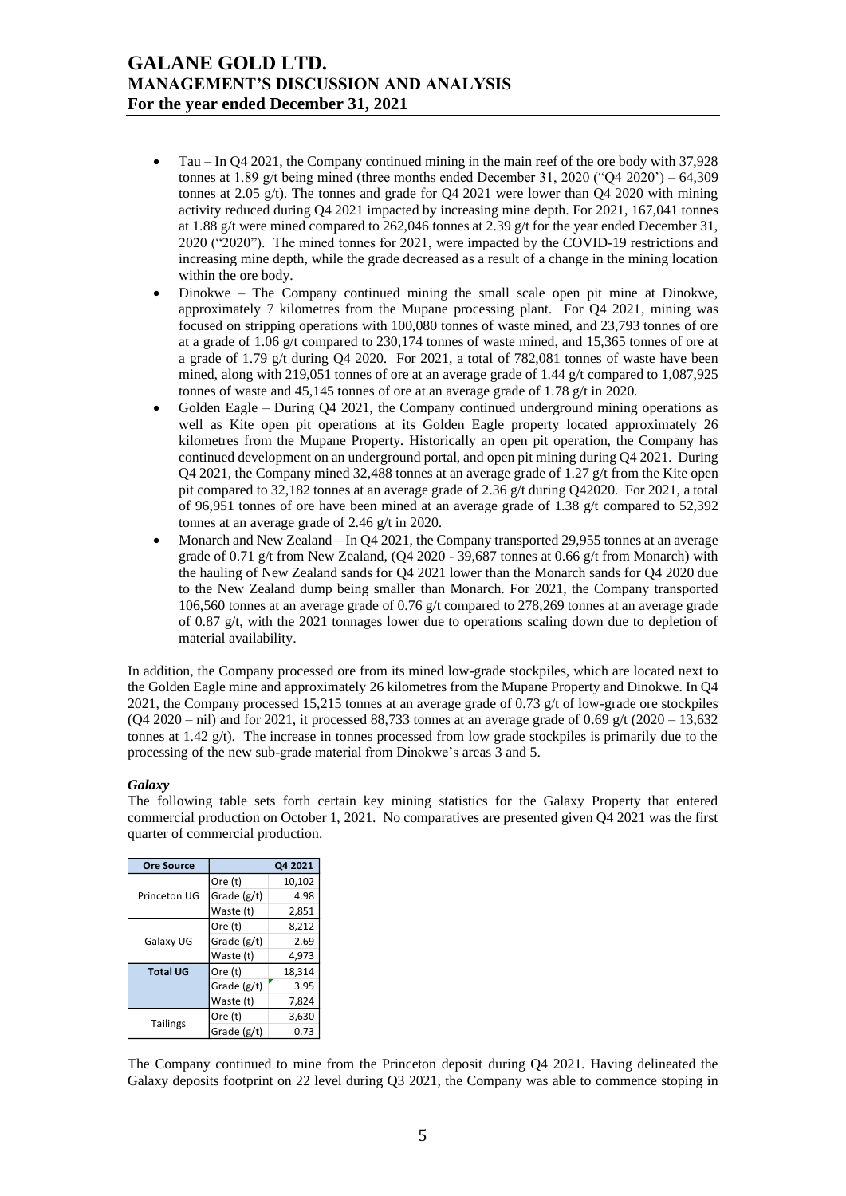- Tau – In Q4 2021, the Company continued mining in the main reef of the ore body with 37,928 tonnes at 1.89 g/t being mined (three months ended December 31, 2020 ("Q4 2020') – 64,309 tonnes at 2.05 g/t). The tonnes and grade for Q4 2021 were lower than Q4 2020 with mining activity reduced during Q4 2021 impacted by increasing mine depth. For 2021, 167,041 tonnes at 1.88 g/t were mined compared to 262,046 tonnes at 2.39 g/t for the year ended December 31, 2020 ("2020"). The mined tonnes for 2021, were impacted by the COVID-19 restrictions and increasing mine depth, while the grade decreased as a result of a change in the mining location within the ore body.
- Dinokwe – The Company continued mining the small scale open pit mine at Dinokwe, approximately 7 kilometres from the Mupane processing plant. For Q4 2021, mining was focused on stripping operations with 100,080 tonnes of waste mined, and 23,793 tonnes of ore at a grade of 1.06 g/t compared to 230,174 tonnes of waste mined, and 15,365 tonnes of ore at a grade of 1.79 g/t during Q4 2020. For 2021, a total of 782,081 tonnes of waste have been mined, along with 219,051 tonnes of ore at an average grade of 1.44 g/t compared to 1,087,925 tonnes of waste and 45,145 tonnes of ore at an average grade of 1.78 g/t in 2020.
- Golden Eagle – During Q4 2021, the Company continued underground mining operations as well as Kite open pit operations at its Golden Eagle property located approximately 26 kilometres from the Mupane Property. Historically an open pit operation, the Company has continued development on an underground portal, and open pit mining during Q4 2021. During Q4 2021, the Company mined 32,488 tonnes at an average grade of 1.27 g/t from the Kite open pit compared to 32,182 tonnes at an average grade of 2.36 g/t during Q42020. For 2021, a total of 96,951 tonnes of ore have been mined at an average grade of 1.38 g/t compared to 52,392 tonnes at an average grade of 2.46 g/t in 2020.
- Monarch and New Zealand – In Q4 2021, the Company transported 29,955 tonnes at an average grade of 0.71 g/t from New Zealand, (Q4 2020 - 39,687 tonnes at 0.66 g/t from Monarch) with the hauling of New Zealand sands for Q4 2021 lower than the Monarch sands for Q4 2020 due to the New Zealand dump being smaller than Monarch. For 2021, the Company transported 106,560 tonnes at an average grade of 0.76 g/t compared to 278,269 tonnes at an average grade of 0.87 g/t, with the 2021 tonnages lower due to operations scaling down due to depletion of material availability.

In addition, the Company processed ore from its mined low-grade stockpiles, which are located next to the Golden Eagle mine and approximately 26 kilometres from the Mupane Property and Dinokwe. In Q4 2021, the Company processed 15,215 tonnes at an average grade of 0.73 g/t of low-grade ore stockpiles (Q4 2020 – nil) and for 2021, it processed 88,733 tonnes at an average grade of 0.69 g/t (2020 – 13,632 tonnes at 1.42 g/t). The increase in tonnes processed from low grade stockpiles is primarily due to the processing of the new sub-grade material from Dinokwe's areas 3 and 5.

***Galaxy***

The following table sets forth certain key mining statistics for the Galaxy Property that entered commercial production on October 1, 2021. No comparatives are presented given Q4 2021 was the first quarter of commercial production.

| Ore Source | | Q4 2021 |
|---|---|---|
| Princeton UG | Ore (t) | 10,102 |
| | Grade (g/t) | 4.98 |
| | Waste (t) | 2,851 |
| Galaxy UG | Ore (t) | 8,212 |
| | Grade (g/t) | 2.69 |
| | Waste (t) | 4,973 |
| **Total UG** | Ore (t) | 18,314 |
| | Grade (g/t) | 3.95 |
| | Waste (t) | 7,824 |
| Tailings | Ore (t) | 3,630 |
| | Grade (g/t) | 0.73 |

The Company continued to mine from the Princeton deposit during Q4 2021. Having delineated the Galaxy deposits footprint on 22 level during Q3 2021, the Company was able to commence stoping in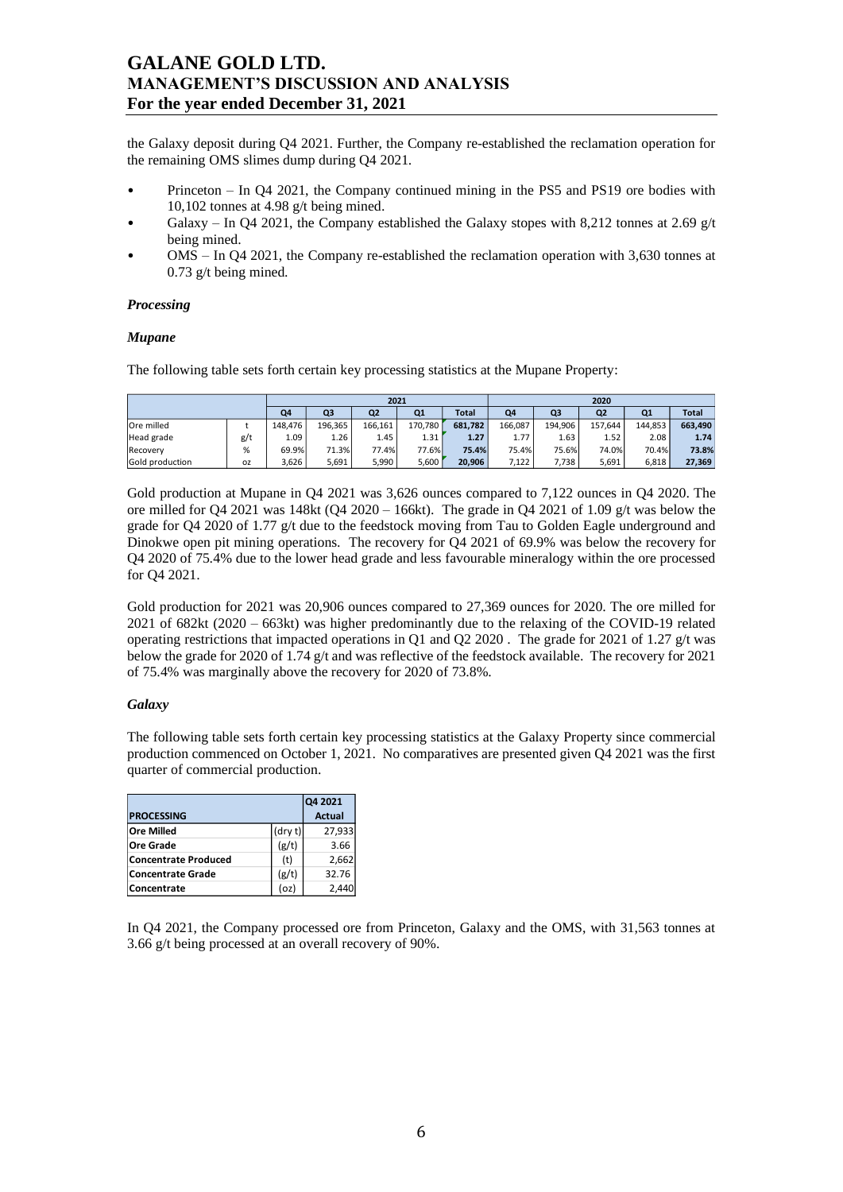the Galaxy deposit during Q4 2021. Further, the Company re-established the reclamation operation for the remaining OMS slimes dump during Q4 2021.

- Princeton – In Q4 2021, the Company continued mining in the PS5 and PS19 ore bodies with 10,102 tonnes at 4.98 g/t being mined.
- Galaxy – In Q4 2021, the Company established the Galaxy stopes with 8,212 tonnes at 2.69 g/t being mined.
- OMS – In Q4 2021, the Company re-established the reclamation operation with 3,630 tonnes at 0.73 g/t being mined.

### *Processing*

### *Mupane*

The following table sets forth certain key processing statistics at the Mupane Property:

| | | 2021 | | | | | 2020 | | | | |
|---|---|---|---|---|---|---|---|---|---|---|---|
| | | Q4 | Q3 | Q2 | Q1 | Total | Q4 | Q3 | Q2 | Q1 | Total |
| Ore milled | t | 148,476 | 196,365 | 166,161 | 170,780 | **681,782** | 166,087 | 194,906 | 157,644 | 144,853 | **663,490** |
| Head grade | g/t | 1.09 | 1.26 | 1.45 | 1.31 | **1.27** | 1.77 | 1.63 | 1.52 | 2.08 | **1.74** |
| Recovery | % | 69.9% | 71.3% | 77.4% | 77.6% | **75.4%** | 75.4% | 75.6% | 74.0% | 70.4% | **73.8%** |
| Gold production | oz | 3,626 | 5,691 | 5,990 | 5,600 | **20,906** | 7,122 | 7,738 | 5,691 | 6,818 | **27,369** |

Gold production at Mupane in Q4 2021 was 3,626 ounces compared to 7,122 ounces in Q4 2020. The ore milled for Q4 2021 was 148kt (Q4 2020 – 166kt). The grade in Q4 2021 of 1.09 g/t was below the grade for Q4 2020 of 1.77 g/t due to the feedstock moving from Tau to Golden Eagle underground and Dinokwe open pit mining operations. The recovery for Q4 2021 of 69.9% was below the recovery for Q4 2020 of 75.4% due to the lower head grade and less favourable mineralogy within the ore processed for Q4 2021.

Gold production for 2021 was 20,906 ounces compared to 27,369 ounces for 2020. The ore milled for 2021 of 682kt (2020 – 663kt) was higher predominantly due to the relaxing of the COVID-19 related operating restrictions that impacted operations in Q1 and Q2 2020 . The grade for 2021 of 1.27 g/t was below the grade for 2020 of 1.74 g/t and was reflective of the feedstock available. The recovery for 2021 of 75.4% was marginally above the recovery for 2020 of 73.8%.

### *Galaxy*

The following table sets forth certain key processing statistics at the Galaxy Property since commercial production commenced on October 1, 2021. No comparatives are presented given Q4 2021 was the first quarter of commercial production.

| PROCESSING | | Q4 2021 Actual |
|---|---|---|
| **Ore Milled** | (dry t) | 27,933 |
| **Ore Grade** | (g/t) | 3.66 |
| **Concentrate Produced** | (t) | 2,662 |
| **Concentrate Grade** | (g/t) | 32.76 |
| **Concentrate** | (oz) | 2,440 |

In Q4 2021, the Company processed ore from Princeton, Galaxy and the OMS, with 31,563 tonnes at 3.66 g/t being processed at an overall recovery of 90%.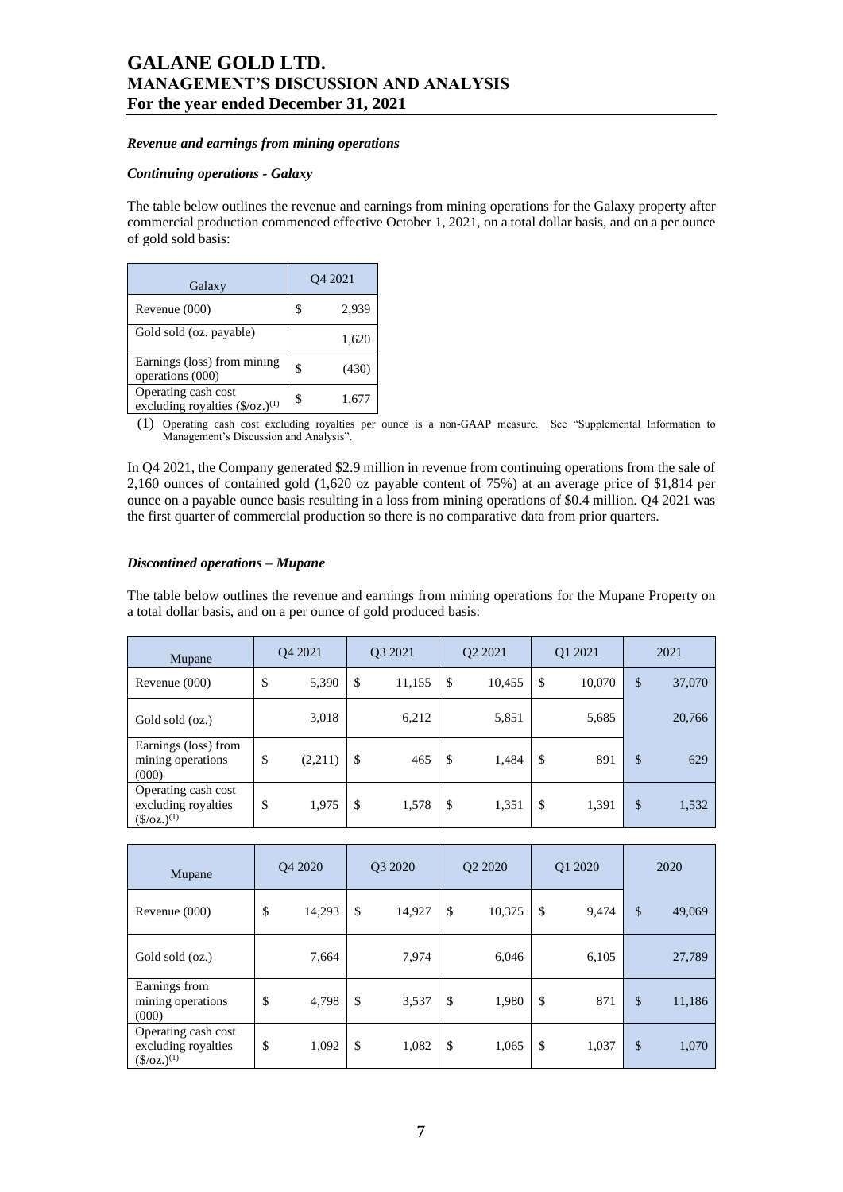***Revenue and earnings from mining operations***

***Continuing operations - Galaxy***

The table below outlines the revenue and earnings from mining operations for the Galaxy property after commercial production commenced effective October 1, 2021, on a total dollar basis, and on a per ounce of gold sold basis:

| Galaxy | Q4 2021 |
|---|---|
| Revenue (000) | $ 2,939 |
| Gold sold (oz. payable) | 1,620 |
| Earnings (loss) from mining operations (000) | $ (430) |
| Operating cash cost excluding royalties ($/oz.)(1) | $ 1,677 |

(1) Operating cash cost excluding royalties per ounce is a non-GAAP measure. See "Supplemental Information to Management's Discussion and Analysis".

In Q4 2021, the Company generated $2.9 million in revenue from continuing operations from the sale of 2,160 ounces of contained gold (1,620 oz payable content of 75%) at an average price of $1,814 per ounce on a payable ounce basis resulting in a loss from mining operations of $0.4 million. Q4 2021 was the first quarter of commercial production so there is no comparative data from prior quarters.

***Discontined operations – Mupane***

The table below outlines the revenue and earnings from mining operations for the Mupane Property on a total dollar basis, and on a per ounce of gold produced basis:

| Mupane | Q4 2021 | Q3 2021 | Q2 2021 | Q1 2021 | 2021 |
|---|---|---|---|---|---|
| Revenue (000) | $ 5,390 | $ 11,155 | $ 10,455 | $ 10,070 | $ 37,070 |
| Gold sold (oz.) | 3,018 | 6,212 | 5,851 | 5,685 | 20,766 |
| Earnings (loss) from mining operations (000) | $ (2,211) | $ 465 | $ 1,484 | $ 891 | $ 629 |
| Operating cash cost excluding royalties ($/oz.)(1) | $ 1,975 | $ 1,578 | $ 1,351 | $ 1,391 | $ 1,532 |

| Mupane | Q4 2020 | Q3 2020 | Q2 2020 | Q1 2020 | 2020 |
|---|---|---|---|---|---|
| Revenue (000) | $ 14,293 | $ 14,927 | $ 10,375 | $ 9,474 | $ 49,069 |
| Gold sold (oz.) | 7,664 | 7,974 | 6,046 | 6,105 | 27,789 |
| Earnings from mining operations (000) | $ 4,798 | $ 3,537 | $ 1,980 | $ 871 | $ 11,186 |
| Operating cash cost excluding royalties ($/oz.)(1) | $ 1,092 | $ 1,082 | $ 1,065 | $ 1,037 | $ 1,070 |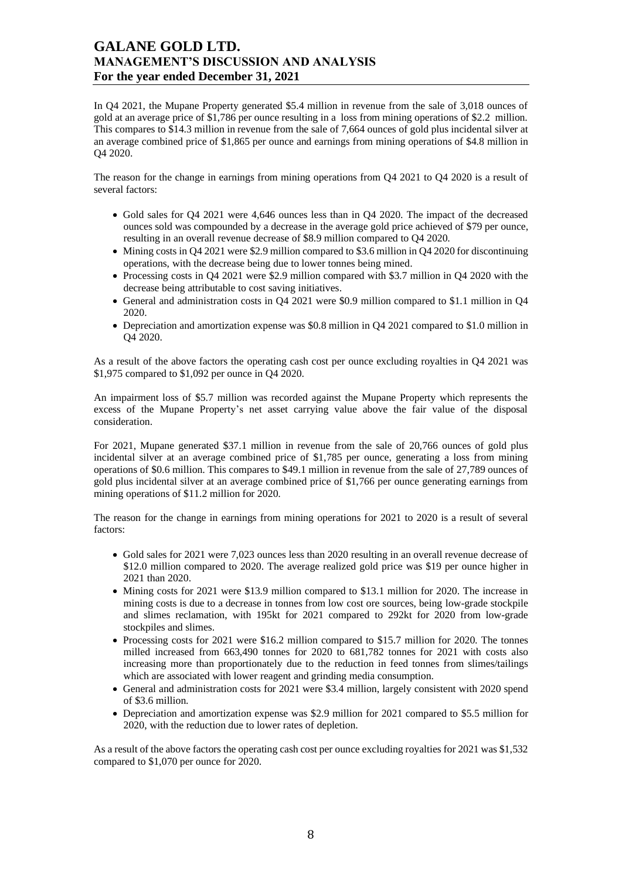In Q4 2021, the Mupane Property generated $5.4 million in revenue from the sale of 3,018 ounces of gold at an average price of $1,786 per ounce resulting in a loss from mining operations of $2.2 million. This compares to $14.3 million in revenue from the sale of 7,664 ounces of gold plus incidental silver at an average combined price of $1,865 per ounce and earnings from mining operations of $4.8 million in Q4 2020.

The reason for the change in earnings from mining operations from Q4 2021 to Q4 2020 is a result of several factors:

- Gold sales for Q4 2021 were 4,646 ounces less than in Q4 2020. The impact of the decreased ounces sold was compounded by a decrease in the average gold price achieved of $79 per ounce, resulting in an overall revenue decrease of $8.9 million compared to Q4 2020.
- Mining costs in Q4 2021 were $2.9 million compared to $3.6 million in Q4 2020 for discontinuing operations, with the decrease being due to lower tonnes being mined.
- Processing costs in Q4 2021 were $2.9 million compared with $3.7 million in Q4 2020 with the decrease being attributable to cost saving initiatives.
- General and administration costs in Q4 2021 were $0.9 million compared to $1.1 million in Q4 2020.
- Depreciation and amortization expense was $0.8 million in Q4 2021 compared to $1.0 million in Q4 2020.

As a result of the above factors the operating cash cost per ounce excluding royalties in Q4 2021 was $1,975 compared to $1,092 per ounce in Q4 2020.

An impairment loss of $5.7 million was recorded against the Mupane Property which represents the excess of the Mupane Property's net asset carrying value above the fair value of the disposal consideration.

For 2021, Mupane generated $37.1 million in revenue from the sale of 20,766 ounces of gold plus incidental silver at an average combined price of $1,785 per ounce, generating a loss from mining operations of $0.6 million. This compares to $49.1 million in revenue from the sale of 27,789 ounces of gold plus incidental silver at an average combined price of $1,766 per ounce generating earnings from mining operations of $11.2 million for 2020.

The reason for the change in earnings from mining operations for 2021 to 2020 is a result of several factors:

- Gold sales for 2021 were 7,023 ounces less than 2020 resulting in an overall revenue decrease of $12.0 million compared to 2020. The average realized gold price was $19 per ounce higher in 2021 than 2020.
- Mining costs for 2021 were $13.9 million compared to $13.1 million for 2020. The increase in mining costs is due to a decrease in tonnes from low cost ore sources, being low-grade stockpile and slimes reclamation, with 195kt for 2021 compared to 292kt for 2020 from low-grade stockpiles and slimes.
- Processing costs for 2021 were $16.2 million compared to $15.7 million for 2020. The tonnes milled increased from 663,490 tonnes for 2020 to 681,782 tonnes for 2021 with costs also increasing more than proportionately due to the reduction in feed tonnes from slimes/tailings which are associated with lower reagent and grinding media consumption.
- General and administration costs for 2021 were $3.4 million, largely consistent with 2020 spend of $3.6 million.
- Depreciation and amortization expense was $2.9 million for 2021 compared to $5.5 million for 2020, with the reduction due to lower rates of depletion.

As a result of the above factors the operating cash cost per ounce excluding royalties for 2021 was $1,532 compared to $1,070 per ounce for 2020.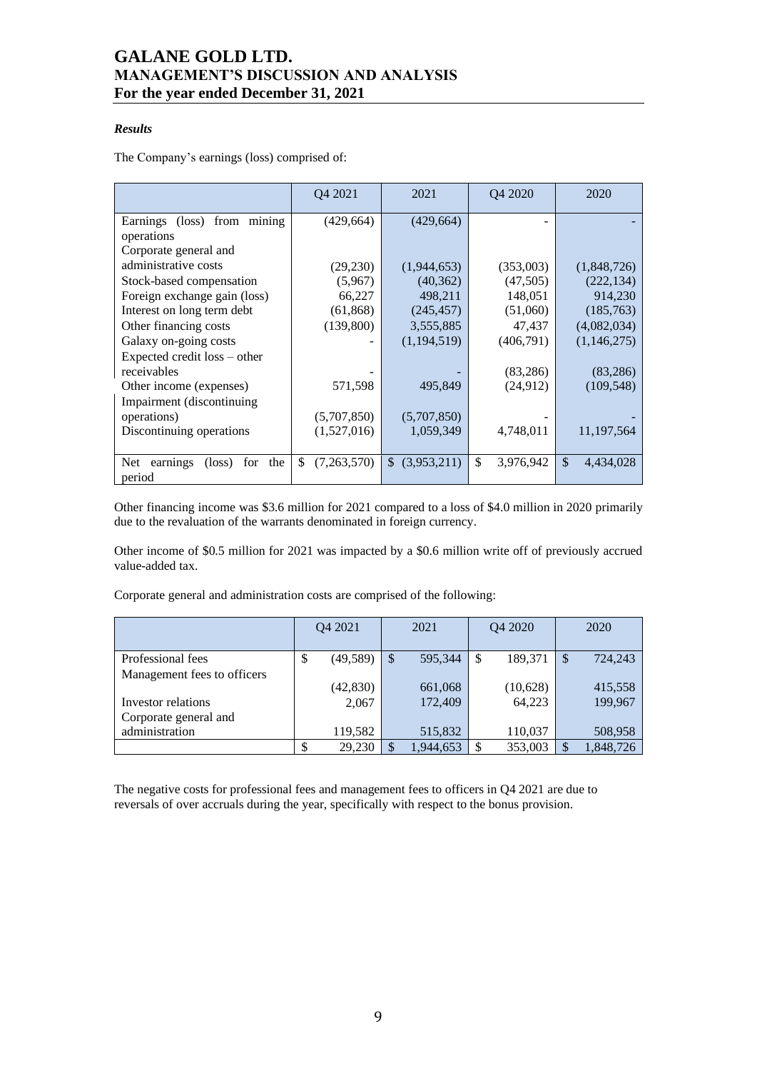### *Results*

The Company's earnings (loss) comprised of:

| | Q4 2021 | 2021 | Q4 2020 | 2020 |
|---|---|---|---|---|
| Earnings (loss) from mining operations | (429,664) | (429,664) | - | - |
| Corporate general and administrative costs | (29,230) | (1,944,653) | (353,003) | (1,848,726) |
| Stock-based compensation | (5,967) | (40,362) | (47,505) | (222,134) |
| Foreign exchange gain (loss) | 66,227 | 498,211 | 148,051 | 914,230 |
| Interest on long term debt | (61,868) | (245,457) | (51,060) | (185,763) |
| Other financing costs | (139,800) | 3,555,885 | 47,437 | (4,082,034) |
| Galaxy on-going costs | - | (1,194,519) | (406,791) | (1,146,275) |
| Expected credit loss – other receivables | - | - | (83,286) | (83,286) |
| Other income (expenses) | 571,598 | 495,849 | (24,912) | (109,548) |
| Impairment (discontinuing operations) | (5,707,850) | (5,707,850) | - | - |
| Discontinuing operations | (1,527,016) | 1,059,349 | 4,748,011 | 11,197,564 |
| Net earnings (loss) for the period | $ (7,263,570) | $ (3,953,211) | $ 3,976,942 | $ 4,434,028 |

Other financing income was $3.6 million for 2021 compared to a loss of $4.0 million in 2020 primarily due to the revaluation of the warrants denominated in foreign currency.

Other income of $0.5 million for 2021 was impacted by a $0.6 million write off of previously accrued value-added tax.

Corporate general and administration costs are comprised of the following:

| | Q4 2021 | 2021 | Q4 2020 | 2020 |
|---|---|---|---|---|
| Professional fees | $ (49,589) | $ 595,344 | $ 189,371 | $ 724,243 |
| Management fees to officers | (42,830) | 661,068 | (10,628) | 415,558 |
| Investor relations | 2,067 | 172,409 | 64,223 | 199,967 |
| Corporate general and administration | 119,582 | 515,832 | 110,037 | 508,958 |
| | $ 29,230 | $ 1,944,653 | $ 353,003 | $ 1,848,726 |

The negative costs for professional fees and management fees to officers in Q4 2021 are due to reversals of over accruals during the year, specifically with respect to the bonus provision.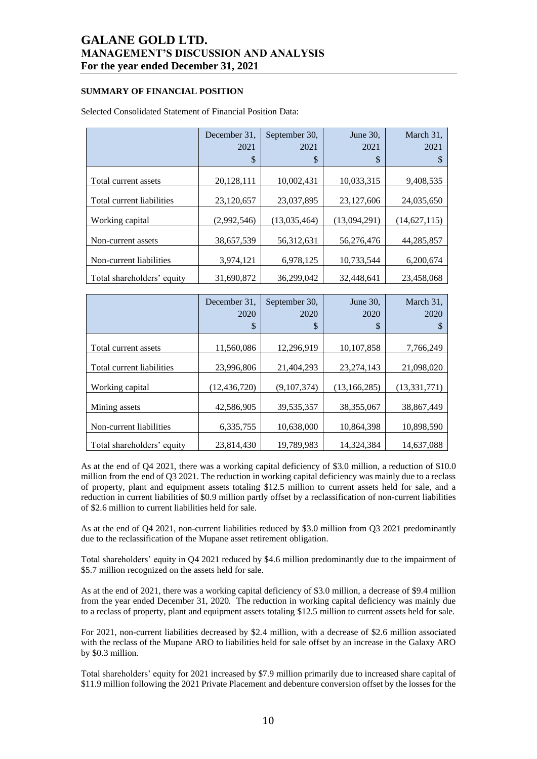## SUMMARY OF FINANCIAL POSITION

Selected Consolidated Statement of Financial Position Data:

| | December 31, 2021 $ | September 30, 2021 $ | June 30, 2021 $ | March 31, 2021 $ |
|---|---|---|---|---|
| Total current assets | 20,128,111 | 10,002,431 | 10,033,315 | 9,408,535 |
| Total current liabilities | 23,120,657 | 23,037,895 | 23,127,606 | 24,035,650 |
| Working capital | (2,992,546) | (13,035,464) | (13,094,291) | (14,627,115) |
| Non-current assets | 38,657,539 | 56,312,631 | 56,276,476 | 44,285,857 |
| Non-current liabilities | 3,974,121 | 6,978,125 | 10,733,544 | 6,200,674 |
| Total shareholders' equity | 31,690,872 | 36,299,042 | 32,448,641 | 23,458,068 |

| | December 31, 2020 $ | September 30, 2020 $ | June 30, 2020 $ | March 31, 2020 $ |
|---|---|---|---|---|
| Total current assets | 11,560,086 | 12,296,919 | 10,107,858 | 7,766,249 |
| Total current liabilities | 23,996,806 | 21,404,293 | 23,274,143 | 21,098,020 |
| Working capital | (12,436,720) | (9,107,374) | (13,166,285) | (13,331,771) |
| Mining assets | 42,586,905 | 39,535,357 | 38,355,067 | 38,867,449 |
| Non-current liabilities | 6,335,755 | 10,638,000 | 10,864,398 | 10,898,590 |
| Total shareholders' equity | 23,814,430 | 19,789,983 | 14,324,384 | 14,637,088 |

As at the end of Q4 2021, there was a working capital deficiency of $3.0 million, a reduction of $10.0 million from the end of Q3 2021. The reduction in working capital deficiency was mainly due to a reclass of property, plant and equipment assets totaling $12.5 million to current assets held for sale, and a reduction in current liabilities of $0.9 million partly offset by a reclassification of non-current liabilities of $2.6 million to current liabilities held for sale.

As at the end of Q4 2021, non-current liabilities reduced by $3.0 million from Q3 2021 predominantly due to the reclassification of the Mupane asset retirement obligation.

Total shareholders' equity in Q4 2021 reduced by $4.6 million predominantly due to the impairment of $5.7 million recognized on the assets held for sale.

As at the end of 2021, there was a working capital deficiency of $3.0 million, a decrease of $9.4 million from the year ended December 31, 2020. The reduction in working capital deficiency was mainly due to a reclass of property, plant and equipment assets totaling $12.5 million to current assets held for sale.

For 2021, non-current liabilities decreased by $2.4 million, with a decrease of $2.6 million associated with the reclass of the Mupane ARO to liabilities held for sale offset by an increase in the Galaxy ARO by $0.3 million.

Total shareholders' equity for 2021 increased by $7.9 million primarily due to increased share capital of $11.9 million following the 2021 Private Placement and debenture conversion offset by the losses for the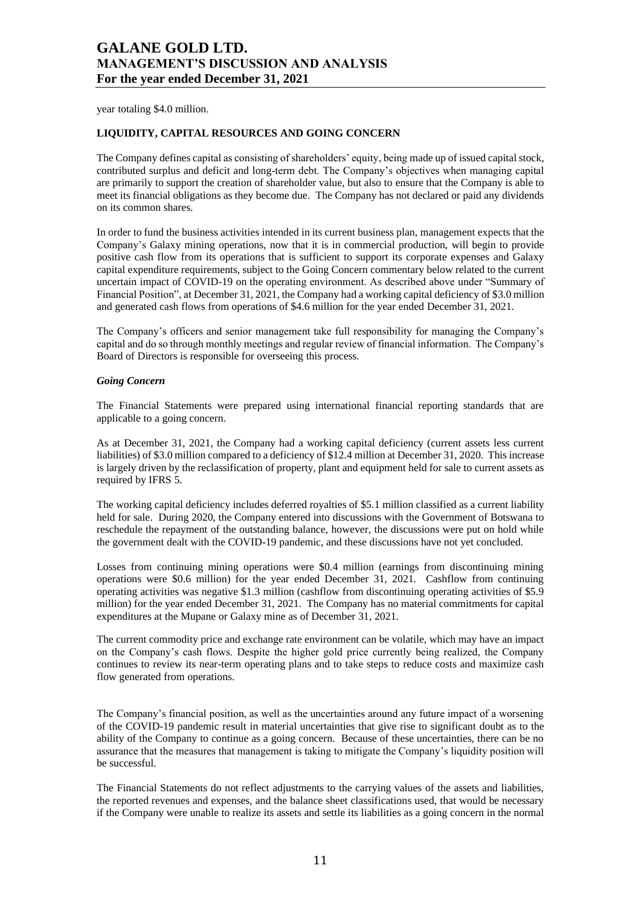year totaling $4.0 million.

## LIQUIDITY, CAPITAL RESOURCES AND GOING CONCERN

The Company defines capital as consisting of shareholders' equity, being made up of issued capital stock, contributed surplus and deficit and long-term debt. The Company's objectives when managing capital are primarily to support the creation of shareholder value, but also to ensure that the Company is able to meet its financial obligations as they become due. The Company has not declared or paid any dividends on its common shares.

In order to fund the business activities intended in its current business plan, management expects that the Company's Galaxy mining operations, now that it is in commercial production, will begin to provide positive cash flow from its operations that is sufficient to support its corporate expenses and Galaxy capital expenditure requirements, subject to the Going Concern commentary below related to the current uncertain impact of COVID-19 on the operating environment. As described above under "Summary of Financial Position", at December 31, 2021, the Company had a working capital deficiency of $3.0 million and generated cash flows from operations of $4.6 million for the year ended December 31, 2021.

The Company's officers and senior management take full responsibility for managing the Company's capital and do so through monthly meetings and regular review of financial information. The Company's Board of Directors is responsible for overseeing this process.

### *Going Concern*

The Financial Statements were prepared using international financial reporting standards that are applicable to a going concern.

As at December 31, 2021, the Company had a working capital deficiency (current assets less current liabilities) of $3.0 million compared to a deficiency of $12.4 million at December 31, 2020. This increase is largely driven by the reclassification of property, plant and equipment held for sale to current assets as required by IFRS 5.

The working capital deficiency includes deferred royalties of $5.1 million classified as a current liability held for sale. During 2020, the Company entered into discussions with the Government of Botswana to reschedule the repayment of the outstanding balance, however, the discussions were put on hold while the government dealt with the COVID-19 pandemic, and these discussions have not yet concluded.

Losses from continuing mining operations were $0.4 million (earnings from discontinuing mining operations were $0.6 million) for the year ended December 31, 2021. Cashflow from continuing operating activities was negative $1.3 million (cashflow from discontinuing operating activities of $5.9 million) for the year ended December 31, 2021. The Company has no material commitments for capital expenditures at the Mupane or Galaxy mine as of December 31, 2021.

The current commodity price and exchange rate environment can be volatile, which may have an impact on the Company's cash flows. Despite the higher gold price currently being realized, the Company continues to review its near-term operating plans and to take steps to reduce costs and maximize cash flow generated from operations.

The Company's financial position, as well as the uncertainties around any future impact of a worsening of the COVID-19 pandemic result in material uncertainties that give rise to significant doubt as to the ability of the Company to continue as a going concern. Because of these uncertainties, there can be no assurance that the measures that management is taking to mitigate the Company's liquidity position will be successful.

The Financial Statements do not reflect adjustments to the carrying values of the assets and liabilities, the reported revenues and expenses, and the balance sheet classifications used, that would be necessary if the Company were unable to realize its assets and settle its liabilities as a going concern in the normal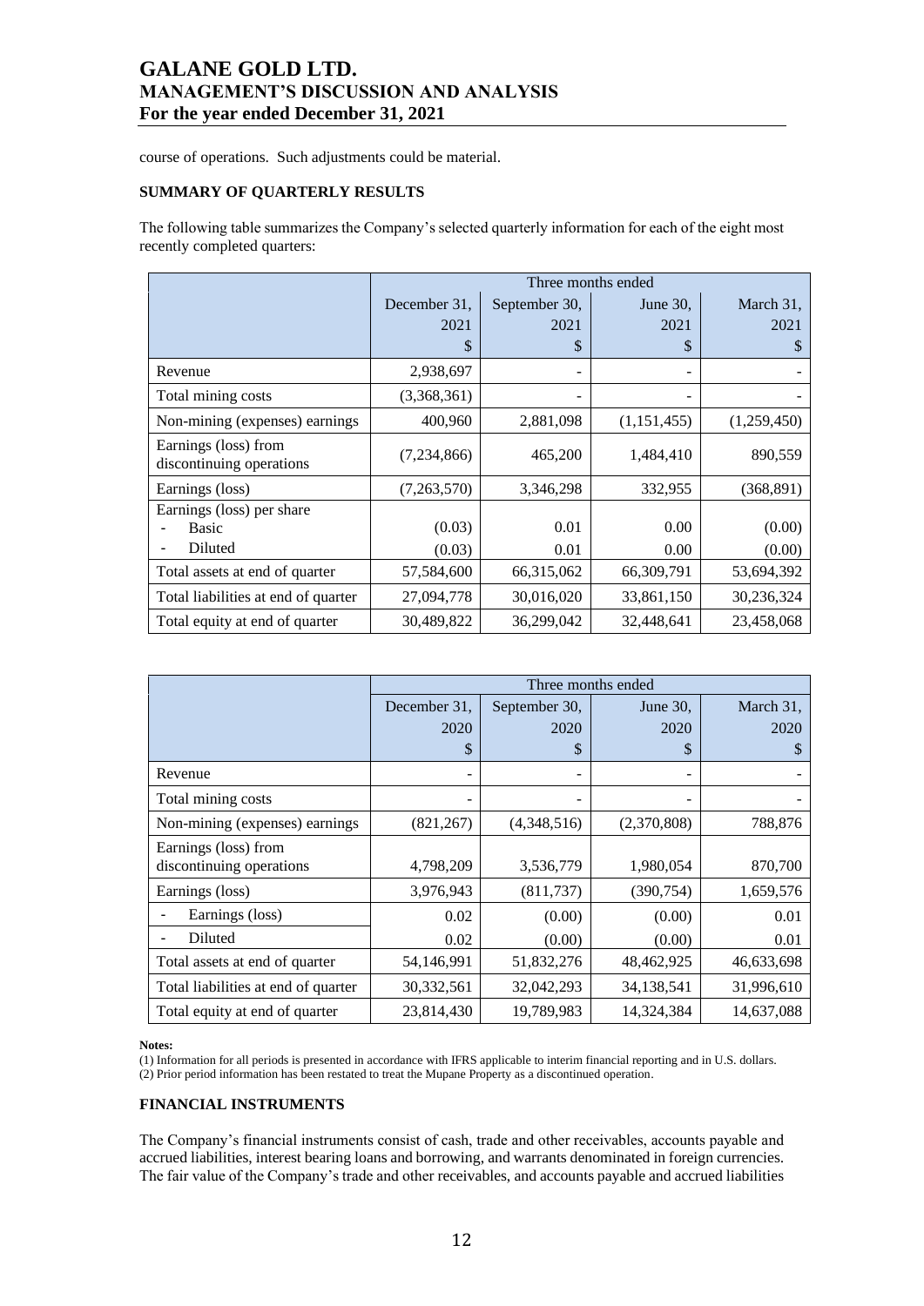course of operations. Such adjustments could be material.

**SUMMARY OF QUARTERLY RESULTS**

The following table summarizes the Company's selected quarterly information for each of the eight most recently completed quarters:

| | Three months ended | | | |
|---|---|---|---|---|
| | December 31, 2021 $ | September 30, 2021 $ | June 30, 2021 $ | March 31, 2021 $ |
| Revenue | 2,938,697 | - | - | - |
| Total mining costs | (3,368,361) | - | - | - |
| Non-mining (expenses) earnings | 400,960 | 2,881,098 | (1,151,455) | (1,259,450) |
| Earnings (loss) from discontinuing operations | (7,234,866) | 465,200 | 1,484,410 | 890,559 |
| Earnings (loss) | (7,263,570) | 3,346,298 | 332,955 | (368,891) |
| Earnings (loss) per share | | | | |
| - Basic | (0.03) | 0.01 | 0.00 | (0.00) |
| - Diluted | (0.03) | 0.01 | 0.00 | (0.00) |
| Total assets at end of quarter | 57,584,600 | 66,315,062 | 66,309,791 | 53,694,392 |
| Total liabilities at end of quarter | 27,094,778 | 30,016,020 | 33,861,150 | 30,236,324 |
| Total equity at end of quarter | 30,489,822 | 36,299,042 | 32,448,641 | 23,458,068 |

| | Three months ended | | | |
|---|---|---|---|---|
| | December 31, 2020 $ | September 30, 2020 $ | June 30, 2020 $ | March 31, 2020 $ |
| Revenue | - | - | - | - |
| Total mining costs | - | - | - | - |
| Non-mining (expenses) earnings | (821,267) | (4,348,516) | (2,370,808) | 788,876 |
| Earnings (loss) from discontinuing operations | 4,798,209 | 3,536,779 | 1,980,054 | 870,700 |
| Earnings (loss) | 3,976,943 | (811,737) | (390,754) | 1,659,576 |
| - Earnings (loss) | 0.02 | (0.00) | (0.00) | 0.01 |
| - Diluted | 0.02 | (0.00) | (0.00) | 0.01 |
| Total assets at end of quarter | 54,146,991 | 51,832,276 | 48,462,925 | 46,633,698 |
| Total liabilities at end of quarter | 30,332,561 | 32,042,293 | 34,138,541 | 31,996,610 |
| Total equity at end of quarter | 23,814,430 | 19,789,983 | 14,324,384 | 14,637,088 |

**Notes:**

(1) Information for all periods is presented in accordance with IFRS applicable to interim financial reporting and in U.S. dollars.
(2) Prior period information has been restated to treat the Mupane Property as a discontinued operation.

**FINANCIAL INSTRUMENTS**

The Company's financial instruments consist of cash, trade and other receivables, accounts payable and accrued liabilities, interest bearing loans and borrowing, and warrants denominated in foreign currencies. The fair value of the Company's trade and other receivables, and accounts payable and accrued liabilities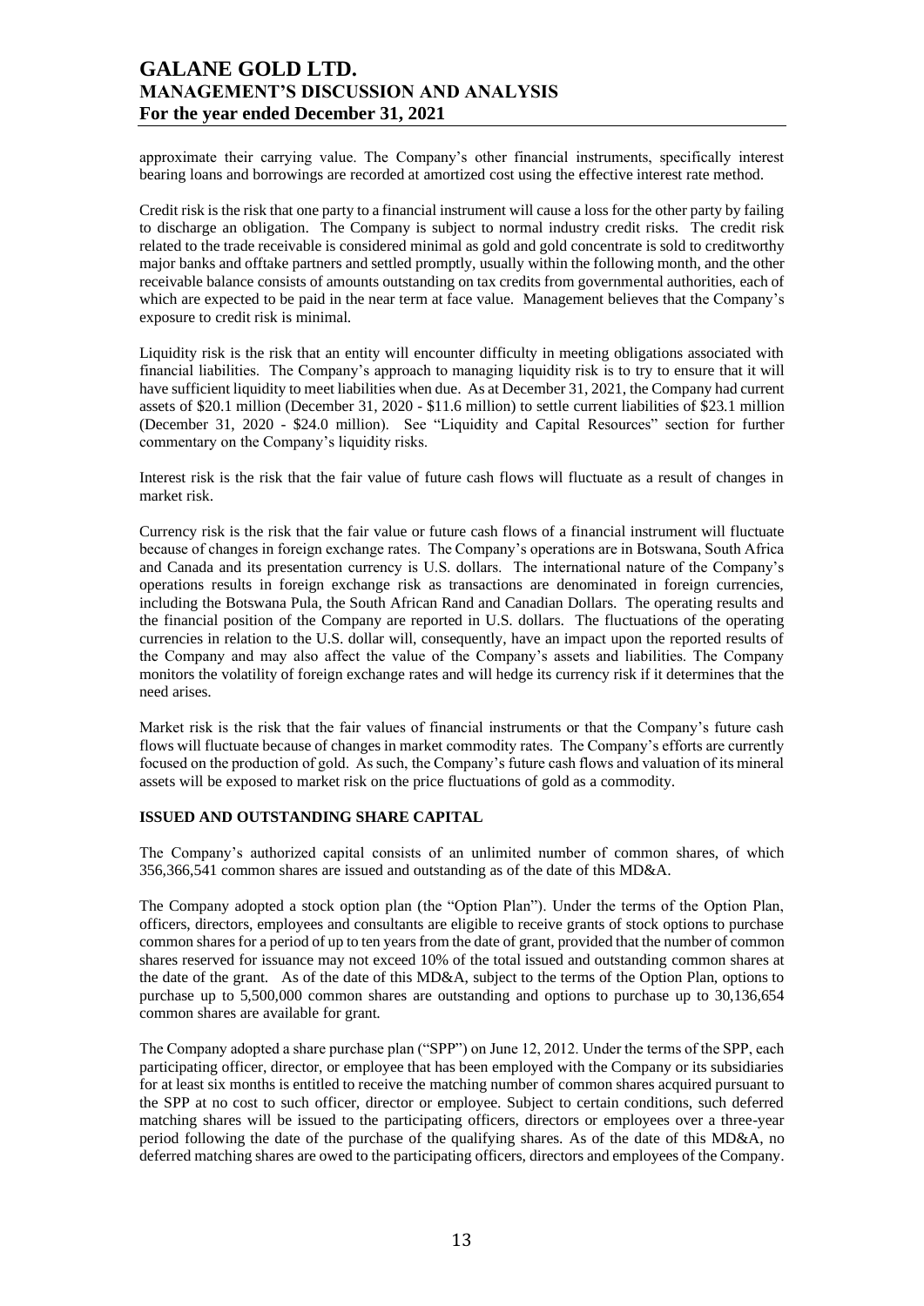approximate their carrying value. The Company's other financial instruments, specifically interest bearing loans and borrowings are recorded at amortized cost using the effective interest rate method.

Credit risk is the risk that one party to a financial instrument will cause a loss for the other party by failing to discharge an obligation. The Company is subject to normal industry credit risks. The credit risk related to the trade receivable is considered minimal as gold and gold concentrate is sold to creditworthy major banks and offtake partners and settled promptly, usually within the following month, and the other receivable balance consists of amounts outstanding on tax credits from governmental authorities, each of which are expected to be paid in the near term at face value. Management believes that the Company's exposure to credit risk is minimal.

Liquidity risk is the risk that an entity will encounter difficulty in meeting obligations associated with financial liabilities. The Company's approach to managing liquidity risk is to try to ensure that it will have sufficient liquidity to meet liabilities when due. As at December 31, 2021, the Company had current assets of $20.1 million (December 31, 2020 - $11.6 million) to settle current liabilities of $23.1 million (December 31, 2020 - $24.0 million). See "Liquidity and Capital Resources" section for further commentary on the Company's liquidity risks.

Interest risk is the risk that the fair value of future cash flows will fluctuate as a result of changes in market risk.

Currency risk is the risk that the fair value or future cash flows of a financial instrument will fluctuate because of changes in foreign exchange rates. The Company's operations are in Botswana, South Africa and Canada and its presentation currency is U.S. dollars. The international nature of the Company's operations results in foreign exchange risk as transactions are denominated in foreign currencies, including the Botswana Pula, the South African Rand and Canadian Dollars. The operating results and the financial position of the Company are reported in U.S. dollars. The fluctuations of the operating currencies in relation to the U.S. dollar will, consequently, have an impact upon the reported results of the Company and may also affect the value of the Company's assets and liabilities. The Company monitors the volatility of foreign exchange rates and will hedge its currency risk if it determines that the need arises.

Market risk is the risk that the fair values of financial instruments or that the Company's future cash flows will fluctuate because of changes in market commodity rates. The Company's efforts are currently focused on the production of gold. As such, the Company's future cash flows and valuation of its mineral assets will be exposed to market risk on the price fluctuations of gold as a commodity.

## ISSUED AND OUTSTANDING SHARE CAPITAL

The Company's authorized capital consists of an unlimited number of common shares, of which 356,366,541 common shares are issued and outstanding as of the date of this MD&A.

The Company adopted a stock option plan (the "Option Plan"). Under the terms of the Option Plan, officers, directors, employees and consultants are eligible to receive grants of stock options to purchase common shares for a period of up to ten years from the date of grant, provided that the number of common shares reserved for issuance may not exceed 10% of the total issued and outstanding common shares at the date of the grant. As of the date of this MD&A, subject to the terms of the Option Plan, options to purchase up to 5,500,000 common shares are outstanding and options to purchase up to 30,136,654 common shares are available for grant.

The Company adopted a share purchase plan ("SPP") on June 12, 2012. Under the terms of the SPP, each participating officer, director, or employee that has been employed with the Company or its subsidiaries for at least six months is entitled to receive the matching number of common shares acquired pursuant to the SPP at no cost to such officer, director or employee. Subject to certain conditions, such deferred matching shares will be issued to the participating officers, directors or employees over a three-year period following the date of the purchase of the qualifying shares. As of the date of this MD&A, no deferred matching shares are owed to the participating officers, directors and employees of the Company.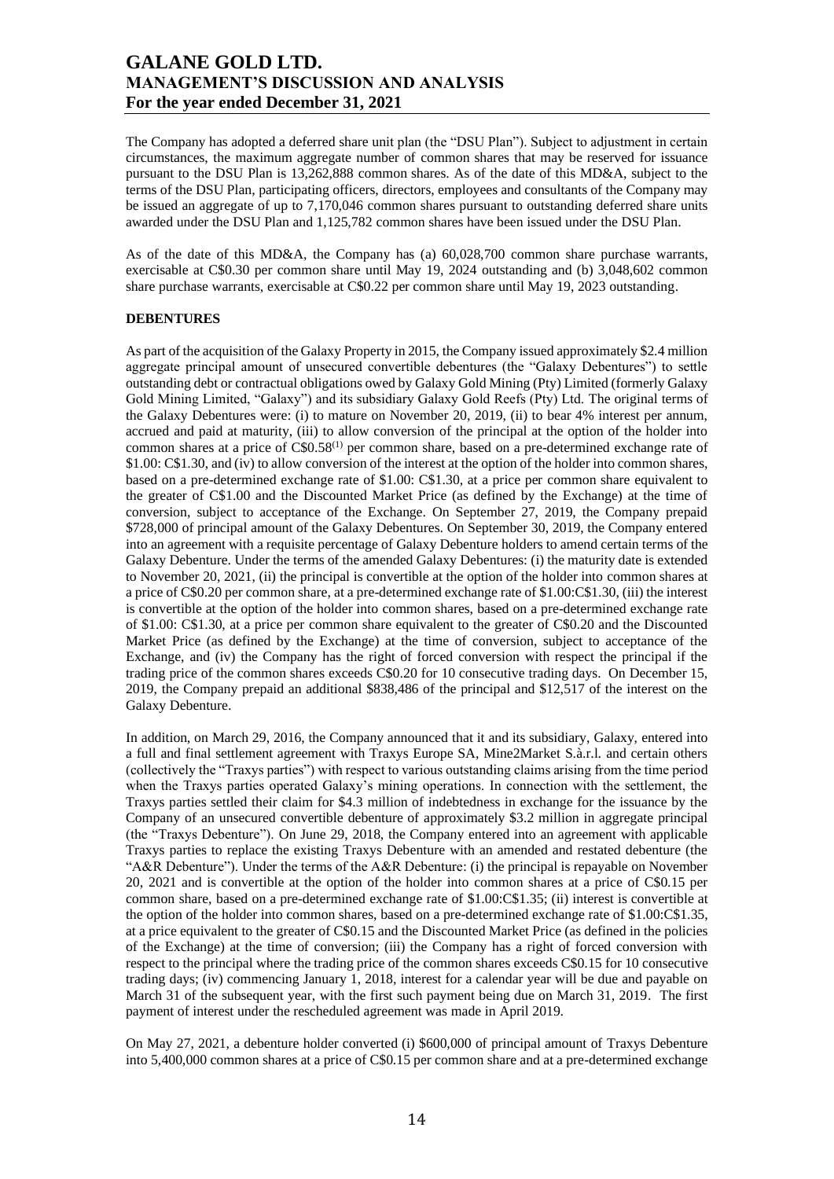The Company has adopted a deferred share unit plan (the "DSU Plan"). Subject to adjustment in certain circumstances, the maximum aggregate number of common shares that may be reserved for issuance pursuant to the DSU Plan is 13,262,888 common shares. As of the date of this MD&A, subject to the terms of the DSU Plan, participating officers, directors, employees and consultants of the Company may be issued an aggregate of up to 7,170,046 common shares pursuant to outstanding deferred share units awarded under the DSU Plan and 1,125,782 common shares have been issued under the DSU Plan.

As of the date of this MD&A, the Company has (a) 60,028,700 common share purchase warrants, exercisable at C$0.30 per common share until May 19, 2024 outstanding and (b) 3,048,602 common share purchase warrants, exercisable at C$0.22 per common share until May 19, 2023 outstanding.

**DEBENTURES**

As part of the acquisition of the Galaxy Property in 2015, the Company issued approximately $2.4 million aggregate principal amount of unsecured convertible debentures (the "Galaxy Debentures") to settle outstanding debt or contractual obligations owed by Galaxy Gold Mining (Pty) Limited (formerly Galaxy Gold Mining Limited, "Galaxy") and its subsidiary Galaxy Gold Reefs (Pty) Ltd. The original terms of the Galaxy Debentures were: (i) to mature on November 20, 2019, (ii) to bear 4% interest per annum, accrued and paid at maturity, (iii) to allow conversion of the principal at the option of the holder into common shares at a price of C$0.58[1] per common share, based on a pre-determined exchange rate of $1.00: C$1.30, and (iv) to allow conversion of the interest at the option of the holder into common shares, based on a pre-determined exchange rate of $1.00: C$1.30, at a price per common share equivalent to the greater of C$1.00 and the Discounted Market Price (as defined by the Exchange) at the time of conversion, subject to acceptance of the Exchange. On September 27, 2019, the Company prepaid $728,000 of principal amount of the Galaxy Debentures. On September 30, 2019, the Company entered into an agreement with a requisite percentage of Galaxy Debenture holders to amend certain terms of the Galaxy Debenture. Under the terms of the amended Galaxy Debentures: (i) the maturity date is extended to November 20, 2021, (ii) the principal is convertible at the option of the holder into common shares at a price of C$0.20 per common share, at a pre-determined exchange rate of $1.00:C$1.30, (iii) the interest is convertible at the option of the holder into common shares, based on a pre-determined exchange rate of $1.00: C$1.30, at a price per common share equivalent to the greater of C$0.20 and the Discounted Market Price (as defined by the Exchange) at the time of conversion, subject to acceptance of the Exchange, and (iv) the Company has the right of forced conversion with respect the principal if the trading price of the common shares exceeds C$0.20 for 10 consecutive trading days. On December 15, 2019, the Company prepaid an additional $838,486 of the principal and $12,517 of the interest on the Galaxy Debenture.

In addition, on March 29, 2016, the Company announced that it and its subsidiary, Galaxy, entered into a full and final settlement agreement with Traxys Europe SA, Mine2Market S.à.r.l. and certain others (collectively the "Traxys parties") with respect to various outstanding claims arising from the time period when the Traxys parties operated Galaxy's mining operations. In connection with the settlement, the Traxys parties settled their claim for $4.3 million of indebtedness in exchange for the issuance by the Company of an unsecured convertible debenture of approximately $3.2 million in aggregate principal (the "Traxys Debenture"). On June 29, 2018, the Company entered into an agreement with applicable Traxys parties to replace the existing Traxys Debenture with an amended and restated debenture (the "A&R Debenture"). Under the terms of the A&R Debenture: (i) the principal is repayable on November 20, 2021 and is convertible at the option of the holder into common shares at a price of C$0.15 per common share, based on a pre-determined exchange rate of $1.00:C$1.35; (ii) interest is convertible at the option of the holder into common shares, based on a pre-determined exchange rate of $1.00:C$1.35, at a price equivalent to the greater of C$0.15 and the Discounted Market Price (as defined in the policies of the Exchange) at the time of conversion; (iii) the Company has a right of forced conversion with respect to the principal where the trading price of the common shares exceeds C$0.15 for 10 consecutive trading days; (iv) commencing January 1, 2018, interest for a calendar year will be due and payable on March 31 of the subsequent year, with the first such payment being due on March 31, 2019. The first payment of interest under the rescheduled agreement was made in April 2019.

On May 27, 2021, a debenture holder converted (i) $600,000 of principal amount of Traxys Debenture into 5,400,000 common shares at a price of C$0.15 per common share and at a pre-determined exchange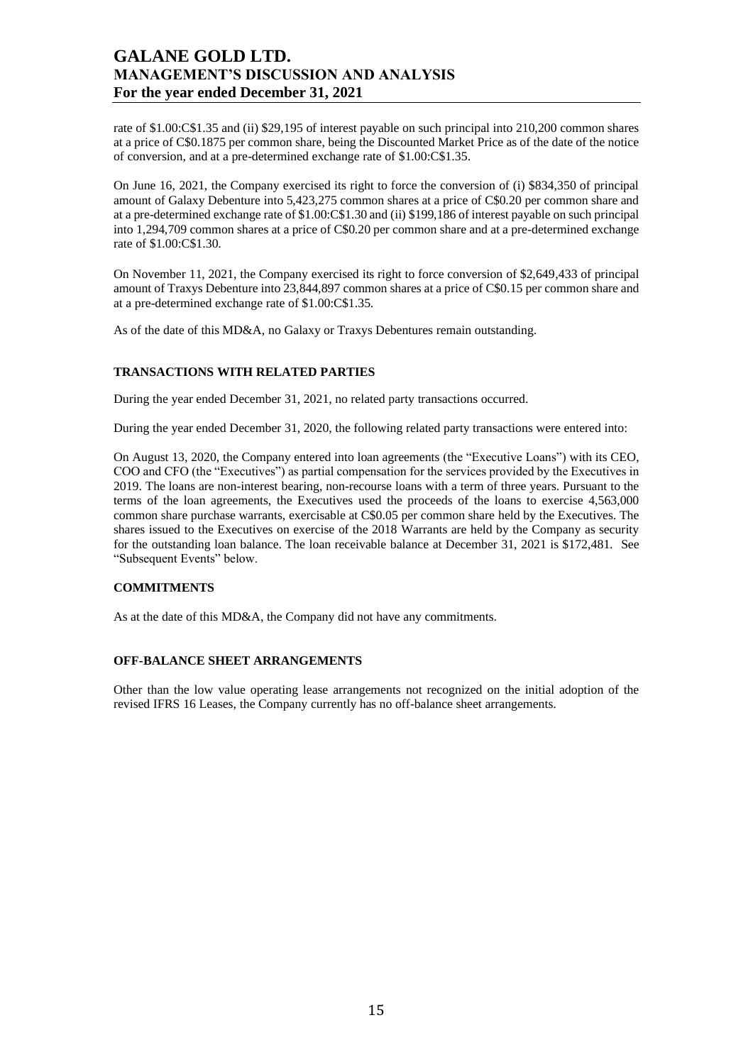rate of $1.00:C$1.35 and (ii) $29,195 of interest payable on such principal into 210,200 common shares at a price of C$0.1875 per common share, being the Discounted Market Price as of the date of the notice of conversion, and at a pre-determined exchange rate of $1.00:C$1.35.

On June 16, 2021, the Company exercised its right to force the conversion of (i) $834,350 of principal amount of Galaxy Debenture into 5,423,275 common shares at a price of C$0.20 per common share and at a pre-determined exchange rate of $1.00:C$1.30 and (ii) $199,186 of interest payable on such principal into 1,294,709 common shares at a price of C$0.20 per common share and at a pre-determined exchange rate of $1.00:C$1.30.

On November 11, 2021, the Company exercised its right to force conversion of $2,649,433 of principal amount of Traxys Debenture into 23,844,897 common shares at a price of C$0.15 per common share and at a pre-determined exchange rate of $1.00:C$1.35.

As of the date of this MD&A, no Galaxy or Traxys Debentures remain outstanding.

## TRANSACTIONS WITH RELATED PARTIES

During the year ended December 31, 2021, no related party transactions occurred.

During the year ended December 31, 2020, the following related party transactions were entered into:

On August 13, 2020, the Company entered into loan agreements (the "Executive Loans") with its CEO, COO and CFO (the "Executives") as partial compensation for the services provided by the Executives in 2019. The loans are non-interest bearing, non-recourse loans with a term of three years. Pursuant to the terms of the loan agreements, the Executives used the proceeds of the loans to exercise 4,563,000 common share purchase warrants, exercisable at C$0.05 per common share held by the Executives. The shares issued to the Executives on exercise of the 2018 Warrants are held by the Company as security for the outstanding loan balance. The loan receivable balance at December 31, 2021 is $172,481. See "Subsequent Events" below.

## COMMITMENTS

As at the date of this MD&A, the Company did not have any commitments.

## OFF-BALANCE SHEET ARRANGEMENTS

Other than the low value operating lease arrangements not recognized on the initial adoption of the revised IFRS 16 Leases, the Company currently has no off-balance sheet arrangements.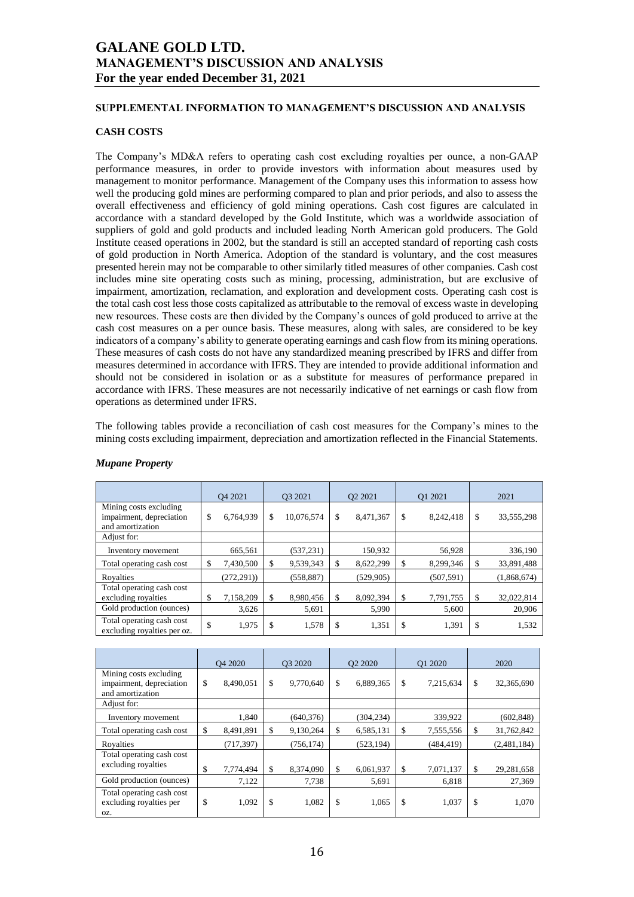## SUPPLEMENTAL INFORMATION TO MANAGEMENT'S DISCUSSION AND ANALYSIS

### CASH COSTS

The Company's MD&A refers to operating cash cost excluding royalties per ounce, a non-GAAP performance measures, in order to provide investors with information about measures used by management to monitor performance. Management of the Company uses this information to assess how well the producing gold mines are performing compared to plan and prior periods, and also to assess the overall effectiveness and efficiency of gold mining operations. Cash cost figures are calculated in accordance with a standard developed by the Gold Institute, which was a worldwide association of suppliers of gold and gold products and included leading North American gold producers. The Gold Institute ceased operations in 2002, but the standard is still an accepted standard of reporting cash costs of gold production in North America. Adoption of the standard is voluntary, and the cost measures presented herein may not be comparable to other similarly titled measures of other companies. Cash cost includes mine site operating costs such as mining, processing, administration, but are exclusive of impairment, amortization, reclamation, and exploration and development costs. Operating cash cost is the total cash cost less those costs capitalized as attributable to the removal of excess waste in developing new resources. These costs are then divided by the Company's ounces of gold produced to arrive at the cash cost measures on a per ounce basis. These measures, along with sales, are considered to be key indicators of a company's ability to generate operating earnings and cash flow from its mining operations. These measures of cash costs do not have any standardized meaning prescribed by IFRS and differ from measures determined in accordance with IFRS. They are intended to provide additional information and should not be considered in isolation or as a substitute for measures of performance prepared in accordance with IFRS. These measures are not necessarily indicative of net earnings or cash flow from operations as determined under IFRS.

The following tables provide a reconciliation of cash cost measures for the Company's mines to the mining costs excluding impairment, depreciation and amortization reflected in the Financial Statements.

*Mupane Property*

| | Q4 2021 | Q3 2021 | Q2 2021 | Q1 2021 | 2021 |
|---|---|---|---|---|---|
| Mining costs excluding impairment, depreciation and amortization | $ 6,764,939 | $ 10,076,574 | $ 8,471,367 | $ 8,242,418 | $ 33,555,298 |
| Adjust for: | | | | | |
| Inventory movement | 665,561 | (537,231) | 150,932 | 56,928 | 336,190 |
| Total operating cash cost | $ 7,430,500 | $ 9,539,343 | $ 8,622,299 | $ 8,299,346 | $ 33,891,488 |
| Royalties | (272,291)) | (558,887) | (529,905) | (507,591) | (1,868,674) |
| Total operating cash cost excluding royalties | $ 7,158,209 | $ 8,980,456 | $ 8,092,394 | $ 7,791,755 | $ 32,022,814 |
| Gold production (ounces) | 3,626 | 5,691 | 5,990 | 5,600 | 20,906 |
| Total operating cash cost excluding royalties per oz. | $ 1,975 | $ 1,578 | $ 1,351 | $ 1,391 | $ 1,532 |

| | Q4 2020 | Q3 2020 | Q2 2020 | Q1 2020 | 2020 |
|---|---|---|---|---|---|
| Mining costs excluding impairment, depreciation and amortization | $ 8,490,051 | $ 9,770,640 | $ 6,889,365 | $ 7,215,634 | $ 32,365,690 |
| Adjust for: | | | | | |
| Inventory movement | 1,840 | (640,376) | (304,234) | 339,922 | (602,848) |
| Total operating cash cost | $ 8,491,891 | $ 9,130,264 | $ 6,585,131 | $ 7,555,556 | $ 31,762,842 |
| Royalties | (717,397) | (756,174) | (523,194) | (484,419) | (2,481,184) |
| Total operating cash cost excluding royalties | $ 7,774,494 | $ 8,374,090 | $ 6,061,937 | $ 7,071,137 | $ 29,281,658 |
| Gold production (ounces) | 7,122 | 7,738 | 5,691 | 6,818 | 27,369 |
| Total operating cash cost excluding royalties per oz. | $ 1,092 | $ 1,082 | $ 1,065 | $ 1,037 | $ 1,070 |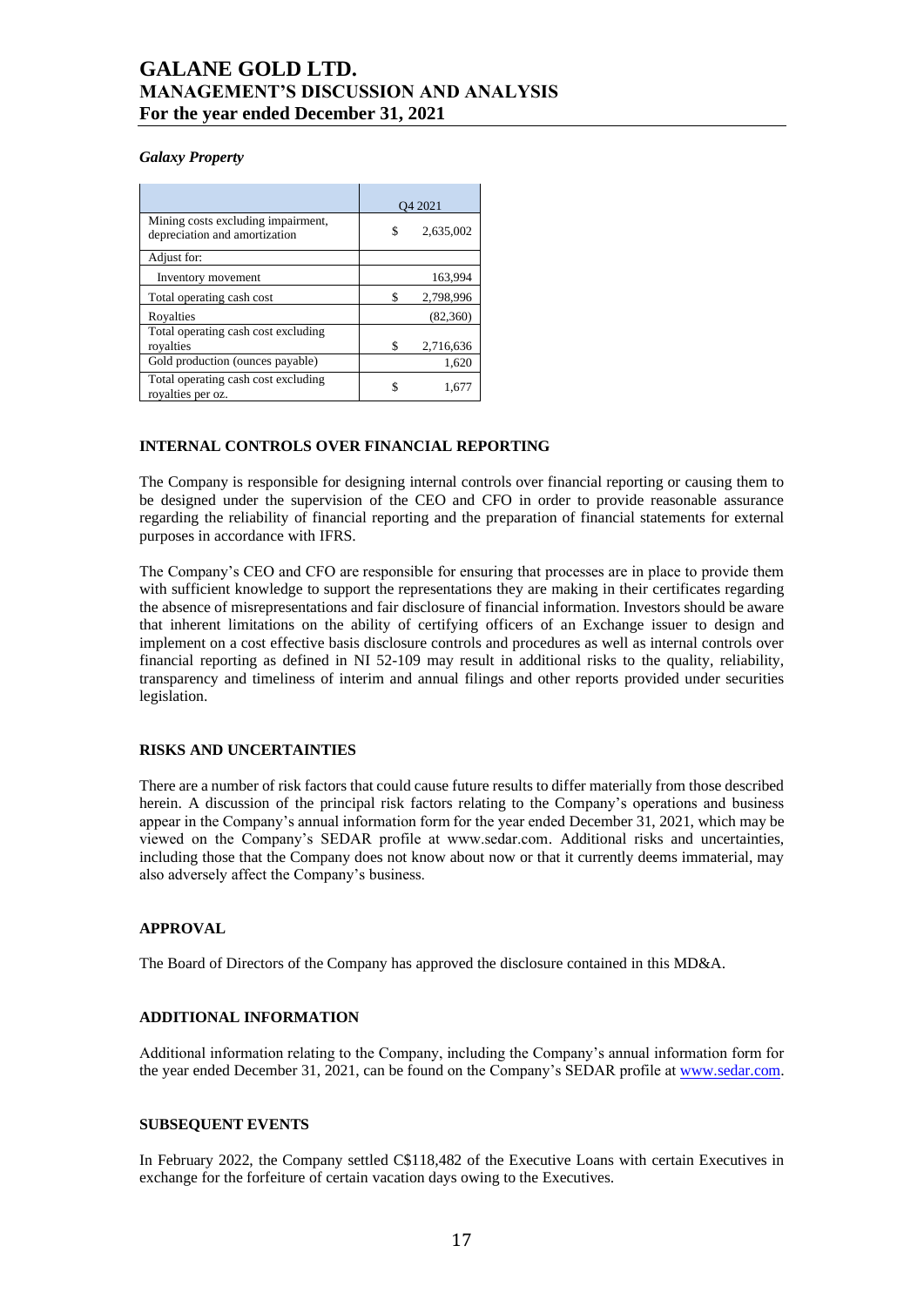*Galaxy Property*

| | Q4 2021 |
|---|---|
| Mining costs excluding impairment, depreciation and amortization | $ 2,635,002 |
| Adjust for: | |
| Inventory movement | 163,994 |
| Total operating cash cost | $ 2,798,996 |
| Royalties | (82,360) |
| Total operating cash cost excluding royalties | $ 2,716,636 |
| Gold production (ounces payable) | 1,620 |
| Total operating cash cost excluding royalties per oz. | $ 1,677 |

## INTERNAL CONTROLS OVER FINANCIAL REPORTING

The Company is responsible for designing internal controls over financial reporting or causing them to be designed under the supervision of the CEO and CFO in order to provide reasonable assurance regarding the reliability of financial reporting and the preparation of financial statements for external purposes in accordance with IFRS.

The Company's CEO and CFO are responsible for ensuring that processes are in place to provide them with sufficient knowledge to support the representations they are making in their certificates regarding the absence of misrepresentations and fair disclosure of financial information. Investors should be aware that inherent limitations on the ability of certifying officers of an Exchange issuer to design and implement on a cost effective basis disclosure controls and procedures as well as internal controls over financial reporting as defined in NI 52-109 may result in additional risks to the quality, reliability, transparency and timeliness of interim and annual filings and other reports provided under securities legislation.

## RISKS AND UNCERTAINTIES

There are a number of risk factors that could cause future results to differ materially from those described herein. A discussion of the principal risk factors relating to the Company's operations and business appear in the Company's annual information form for the year ended December 31, 2021, which may be viewed on the Company's SEDAR profile at www.sedar.com. Additional risks and uncertainties, including those that the Company does not know about now or that it currently deems immaterial, may also adversely affect the Company's business.

## APPROVAL

The Board of Directors of the Company has approved the disclosure contained in this MD&A.

## ADDITIONAL INFORMATION

Additional information relating to the Company, including the Company's annual information form for the year ended December 31, 2021, can be found on the Company's SEDAR profile at www.sedar.com.

## SUBSEQUENT EVENTS

In February 2022, the Company settled C$118,482 of the Executive Loans with certain Executives in exchange for the forfeiture of certain vacation days owing to the Executives.